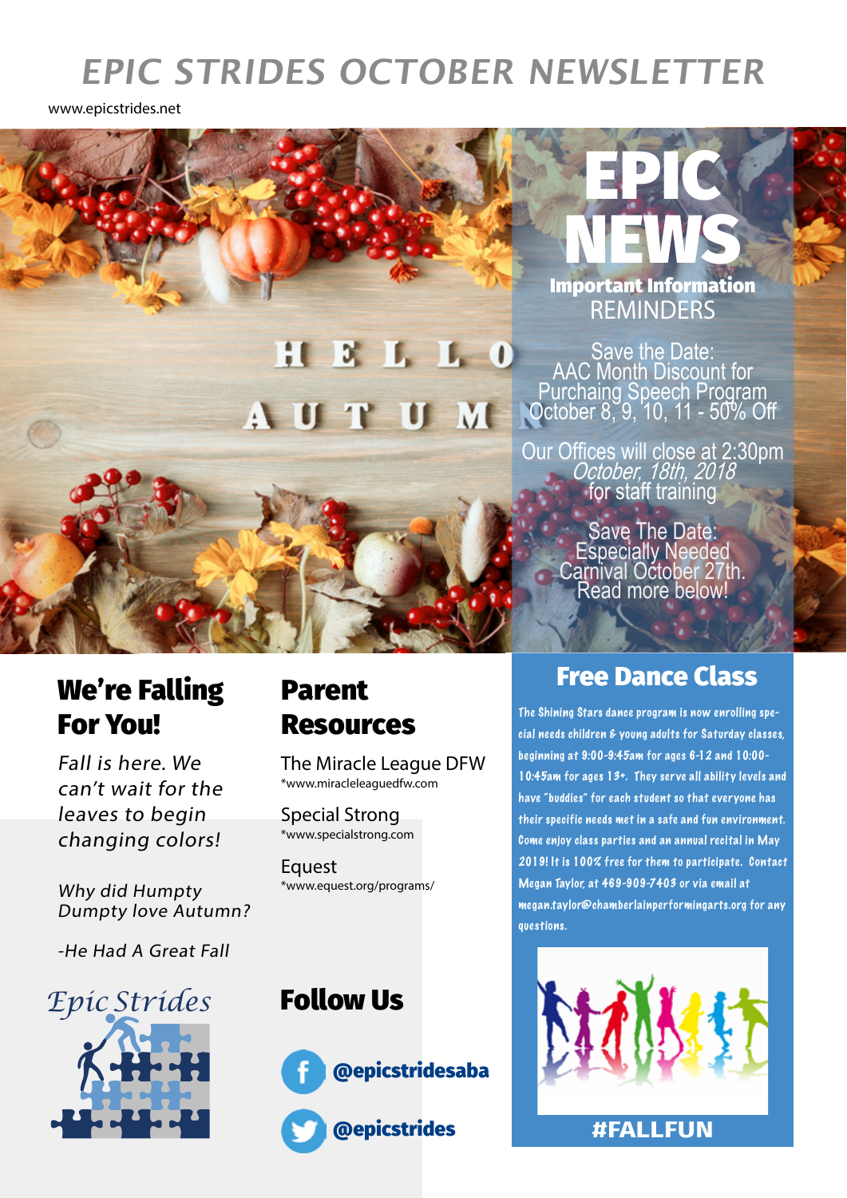# EPIC STRIDES OCTOBER NEWSLETTER

www.epicstrides.net

HELLO AUTUMN

## EPIC NEWS

**Important Information**

REMINDERS

Save the Date:
AAC Month Discount for Purchaing Speech Program
October 8, 9, 10, 11 - 50% Off

Our Offices will close at 2:30pm
*October, 18th, 2018*
for staff training

Save The Date:
Especially Needed Carnival October 27th.
Read more below!

## We're Falling For You!

*Fall is here. We can't wait for the leaves to begin changing colors!*

*Why did Humpty Dumpty love Autumn?*

*-He Had A Great Fall*

Epic Strides

## Parent Resources

The Miracle League DFW
*www.miracleleaguedfw.com

Special Strong
*www.specialstrong.com

Equest
*www.equest.org/programs/

## Follow Us

@epicstridesaba

@epicstrides

## Free Dance Class

The Shining Stars dance program is now enrolling special needs children & young adults for Saturday classes, beginning at 9:00-9:45am for ages 6-12 and 10:00-10:45am for ages 13+. They serve all ability levels and have "buddies" for each student so that everyone has their specific needs met in a safe and fun environment. Come enjoy class parties and an annual recital in May 2019! It is 100% free for them to participate. Contact Megan Taylor, at 469-909-7403 or via email at megan.taylor@chamberlainperformingarts.org for any questions.

#FALLFUN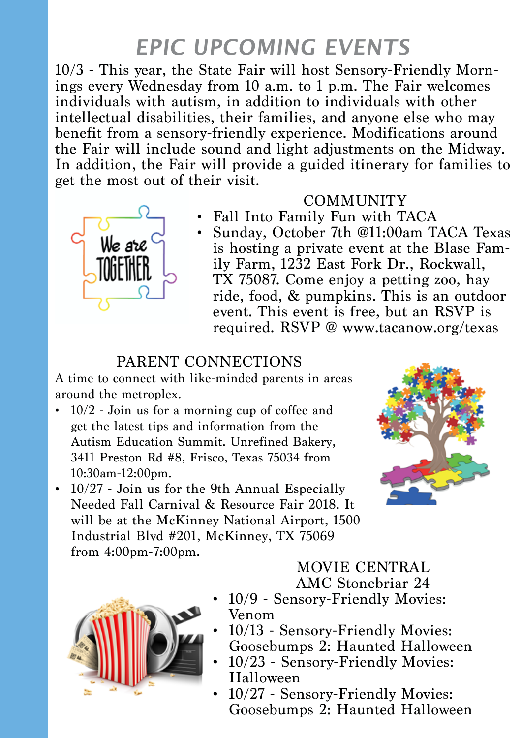# EPIC UPCOMING EVENTS

10/3 - This year, the State Fair will host Sensory-Friendly Mornings every Wednesday from 10 a.m. to 1 p.m. The Fair welcomes individuals with autism, in addition to individuals with other intellectual disabilities, their families, and anyone else who may benefit from a sensory-friendly experience. Modifications around the Fair will include sound and light adjustments on the Midway. In addition, the Fair will provide a guided itinerary for families to get the most out of their visit.

## COMMUNITY

- Fall Into Family Fun with TACA
- Sunday, October 7th @11:00am TACA Texas is hosting a private event at the Blase Family Farm, 1232 East Fork Dr., Rockwall, TX 75087. Come enjoy a petting zoo, hay ride, food, & pumpkins. This is an outdoor event. This event is free, but an RSVP is required. RSVP @ www.tacanow.org/texas

## PARENT CONNECTIONS

A time to connect with like-minded parents in areas around the metroplex.

- 10/2 - Join us for a morning cup of coffee and get the latest tips and information from the Autism Education Summit. Unrefined Bakery, 3411 Preston Rd #8, Frisco, Texas 75034 from 10:30am-12:00pm.
- 10/27 - Join us for the 9th Annual Especially Needed Fall Carnival & Resource Fair 2018. It will be at the McKinney National Airport, 1500 Industrial Blvd #201, McKinney, TX 75069 from 4:00pm-7:00pm.

## MOVIE CENTRAL

AMC Stonebriar 24

- 10/9 - Sensory-Friendly Movies: Venom
- 10/13 - Sensory-Friendly Movies: Goosebumps 2: Haunted Halloween
- 10/23 - Sensory-Friendly Movies: Halloween
- 10/27 - Sensory-Friendly Movies: Goosebumps 2: Haunted Halloween